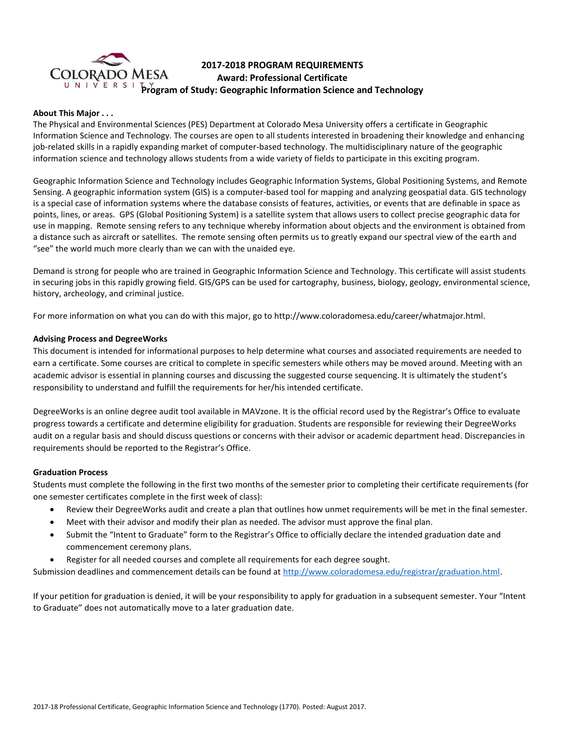# 2017-2018 PROGRAM REQUIREMENTS

**Award: Professional Certificate**

**Program of Study: Geographic Information Science and Technology**

**About This Major . . .**

The Physical and Environmental Sciences (PES) Department at Colorado Mesa University offers a certificate in Geographic Information Science and Technology. The courses are open to all students interested in broadening their knowledge and enhancing job-related skills in a rapidly expanding market of computer-based technology. The multidisciplinary nature of the geographic information science and technology allows students from a wide variety of fields to participate in this exciting program.

Geographic Information Science and Technology includes Geographic Information Systems, Global Positioning Systems, and Remote Sensing. A geographic information system (GIS) is a computer-based tool for mapping and analyzing geospatial data. GIS technology is a special case of information systems where the database consists of features, activities, or events that are definable in space as points, lines, or areas. GPS (Global Positioning System) is a satellite system that allows users to collect precise geographic data for use in mapping. Remote sensing refers to any technique whereby information about objects and the environment is obtained from a distance such as aircraft or satellites. The remote sensing often permits us to greatly expand our spectral view of the earth and "see" the world much more clearly than we can with the unaided eye.

Demand is strong for people who are trained in Geographic Information Science and Technology. This certificate will assist students in securing jobs in this rapidly growing field. GIS/GPS can be used for cartography, business, biology, geology, environmental science, history, archeology, and criminal justice.

For more information on what you can do with this major, go to http://www.coloradomesa.edu/career/whatmajor.html.

**Advising Process and DegreeWorks**

This document is intended for informational purposes to help determine what courses and associated requirements are needed to earn a certificate. Some courses are critical to complete in specific semesters while others may be moved around. Meeting with an academic advisor is essential in planning courses and discussing the suggested course sequencing. It is ultimately the student's responsibility to understand and fulfill the requirements for her/his intended certificate.

DegreeWorks is an online degree audit tool available in MAVzone. It is the official record used by the Registrar's Office to evaluate progress towards a certificate and determine eligibility for graduation. Students are responsible for reviewing their DegreeWorks audit on a regular basis and should discuss questions or concerns with their advisor or academic department head. Discrepancies in requirements should be reported to the Registrar's Office.

**Graduation Process**

Students must complete the following in the first two months of the semester prior to completing their certificate requirements (for one semester certificates complete in the first week of class):

- Review their DegreeWorks audit and create a plan that outlines how unmet requirements will be met in the final semester.
- Meet with their advisor and modify their plan as needed. The advisor must approve the final plan.
- Submit the "Intent to Graduate" form to the Registrar's Office to officially declare the intended graduation date and commencement ceremony plans.
- Register for all needed courses and complete all requirements for each degree sought.

Submission deadlines and commencement details can be found at http://www.coloradomesa.edu/registrar/graduation.html.

If your petition for graduation is denied, it will be your responsibility to apply for graduation in a subsequent semester. Your "Intent to Graduate" does not automatically move to a later graduation date.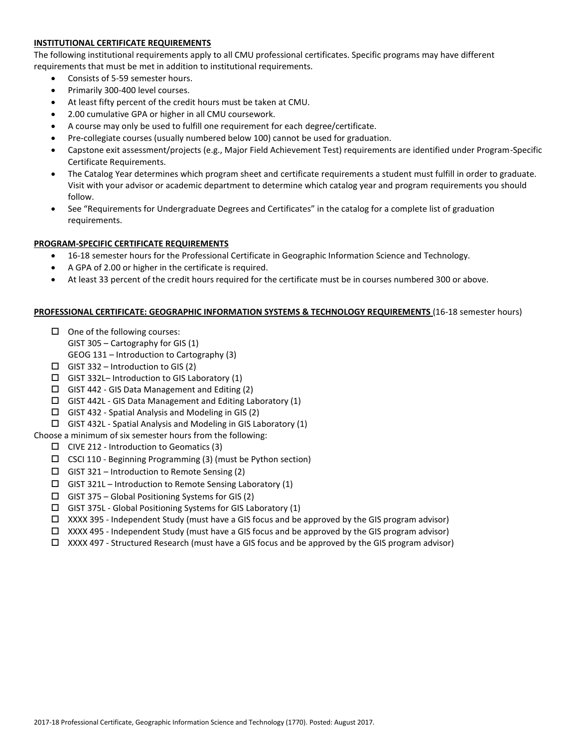**INSTITUTIONAL CERTIFICATE REQUIREMENTS**

The following institutional requirements apply to all CMU professional certificates. Specific programs may have different requirements that must be met in addition to institutional requirements.

- Consists of 5-59 semester hours.
- Primarily 300-400 level courses.
- At least fifty percent of the credit hours must be taken at CMU.
- 2.00 cumulative GPA or higher in all CMU coursework.
- A course may only be used to fulfill one requirement for each degree/certificate.
- Pre-collegiate courses (usually numbered below 100) cannot be used for graduation.
- Capstone exit assessment/projects (e.g., Major Field Achievement Test) requirements are identified under Program-Specific Certificate Requirements.
- The Catalog Year determines which program sheet and certificate requirements a student must fulfill in order to graduate. Visit with your advisor or academic department to determine which catalog year and program requirements you should follow.
- See "Requirements for Undergraduate Degrees and Certificates" in the catalog for a complete list of graduation requirements.

**PROGRAM-SPECIFIC CERTIFICATE REQUIREMENTS**

- 16-18 semester hours for the Professional Certificate in Geographic Information Science and Technology.
- A GPA of 2.00 or higher in the certificate is required.
- At least 33 percent of the credit hours required for the certificate must be in courses numbered 300 or above.

**PROFESSIONAL CERTIFICATE: GEOGRAPHIC INFORMATION SYSTEMS & TECHNOLOGY REQUIREMENTS** (16-18 semester hours)

- ☐ One of the following courses:
  GIST 305 – Cartography for GIS (1)
  GEOG 131 – Introduction to Cartography (3)
- ☐ GIST 332 – Introduction to GIS (2)
- ☐ GIST 332L– Introduction to GIS Laboratory (1)
- ☐ GIST 442 - GIS Data Management and Editing (2)
- ☐ GIST 442L - GIS Data Management and Editing Laboratory (1)
- ☐ GIST 432 - Spatial Analysis and Modeling in GIS (2)
- ☐ GIST 432L - Spatial Analysis and Modeling in GIS Laboratory (1)

Choose a minimum of six semester hours from the following:

- ☐ CIVE 212 - Introduction to Geomatics (3)
- ☐ CSCI 110 - Beginning Programming (3) (must be Python section)
- ☐ GIST 321 – Introduction to Remote Sensing (2)
- ☐ GIST 321L – Introduction to Remote Sensing Laboratory (1)
- ☐ GIST 375 – Global Positioning Systems for GIS (2)
- ☐ GIST 375L - Global Positioning Systems for GIS Laboratory (1)
- ☐ XXXX 395 - Independent Study (must have a GIS focus and be approved by the GIS program advisor)
- ☐ XXXX 495 - Independent Study (must have a GIS focus and be approved by the GIS program advisor)
- ☐ XXXX 497 - Structured Research (must have a GIS focus and be approved by the GIS program advisor)

2017-18 Professional Certificate, Geographic Information Science and Technology (1770). Posted: August 2017.